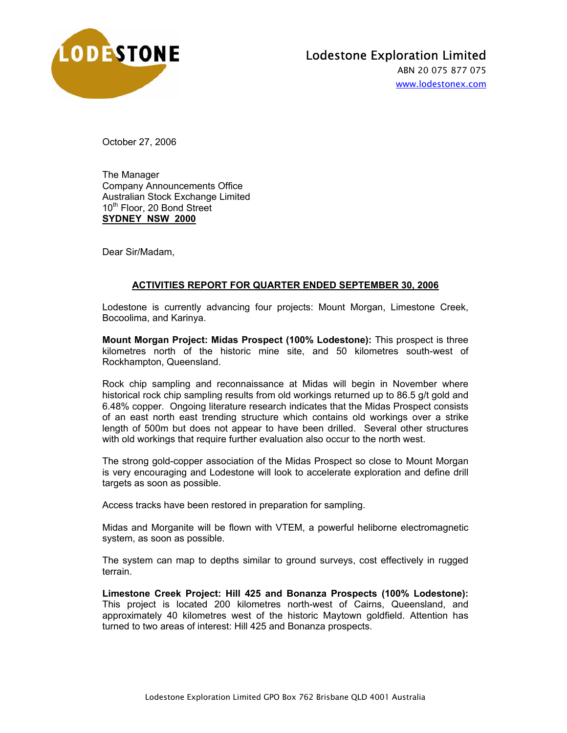Lodestone Exploration Limited
ABN 20 075 877 075
www.lodestonex.com

October 27, 2006

The Manager
Company Announcements Office
Australian Stock Exchange Limited
10th Floor, 20 Bond Street
**SYDNEY NSW 2000**

Dear Sir/Madam,

## ACTIVITIES REPORT FOR QUARTER ENDED SEPTEMBER 30, 2006

Lodestone is currently advancing four projects: Mount Morgan, Limestone Creek, Bocoolima, and Karinya.

**Mount Morgan Project: Midas Prospect (100% Lodestone):** This prospect is three kilometres north of the historic mine site, and 50 kilometres south-west of Rockhampton, Queensland.

Rock chip sampling and reconnaissance at Midas will begin in November where historical rock chip sampling results from old workings returned up to 86.5 g/t gold and 6.48% copper. Ongoing literature research indicates that the Midas Prospect consists of an east north east trending structure which contains old workings over a strike length of 500m but does not appear to have been drilled. Several other structures with old workings that require further evaluation also occur to the north west.

The strong gold-copper association of the Midas Prospect so close to Mount Morgan is very encouraging and Lodestone will look to accelerate exploration and define drill targets as soon as possible.

Access tracks have been restored in preparation for sampling.

Midas and Morganite will be flown with VTEM, a powerful heliborne electromagnetic system, as soon as possible.

The system can map to depths similar to ground surveys, cost effectively in rugged terrain.

**Limestone Creek Project: Hill 425 and Bonanza Prospects (100% Lodestone):** This project is located 200 kilometres north-west of Cairns, Queensland, and approximately 40 kilometres west of the historic Maytown goldfield. Attention has turned to two areas of interest: Hill 425 and Bonanza prospects.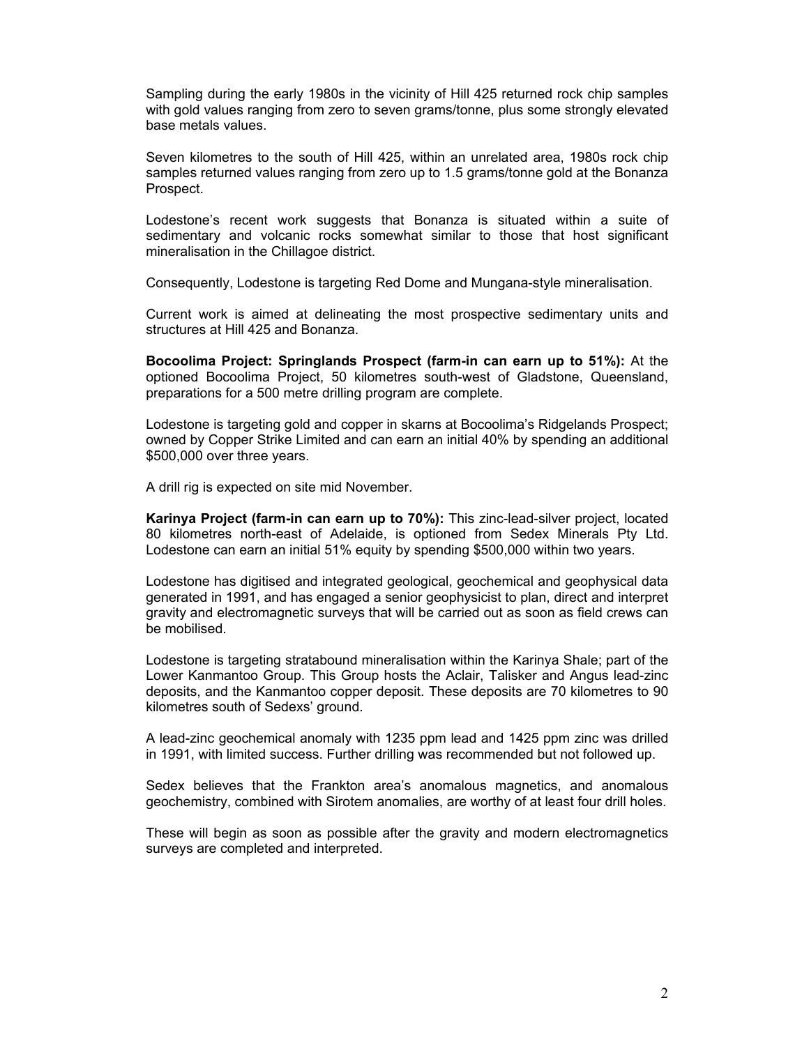Sampling during the early 1980s in the vicinity of Hill 425 returned rock chip samples with gold values ranging from zero to seven grams/tonne, plus some strongly elevated base metals values.

Seven kilometres to the south of Hill 425, within an unrelated area, 1980s rock chip samples returned values ranging from zero up to 1.5 grams/tonne gold at the Bonanza Prospect.

Lodestone's recent work suggests that Bonanza is situated within a suite of sedimentary and volcanic rocks somewhat similar to those that host significant mineralisation in the Chillagoe district.

Consequently, Lodestone is targeting Red Dome and Mungana-style mineralisation.

Current work is aimed at delineating the most prospective sedimentary units and structures at Hill 425 and Bonanza.

**Bocoolima Project: Springlands Prospect (farm-in can earn up to 51%):** At the optioned Bocoolima Project, 50 kilometres south-west of Gladstone, Queensland, preparations for a 500 metre drilling program are complete.

Lodestone is targeting gold and copper in skarns at Bocoolima's Ridgelands Prospect; owned by Copper Strike Limited and can earn an initial 40% by spending an additional \$500,000 over three years.

A drill rig is expected on site mid November.

**Karinya Project (farm-in can earn up to 70%):** This zinc-lead-silver project, located 80 kilometres north-east of Adelaide, is optioned from Sedex Minerals Pty Ltd. Lodestone can earn an initial 51% equity by spending \$500,000 within two years.

Lodestone has digitised and integrated geological, geochemical and geophysical data generated in 1991, and has engaged a senior geophysicist to plan, direct and interpret gravity and electromagnetic surveys that will be carried out as soon as field crews can be mobilised.

Lodestone is targeting stratabound mineralisation within the Karinya Shale; part of the Lower Kanmantoo Group. This Group hosts the Aclair, Talisker and Angus lead-zinc deposits, and the Kanmantoo copper deposit. These deposits are 70 kilometres to 90 kilometres south of Sedexs' ground.

A lead-zinc geochemical anomaly with 1235 ppm lead and 1425 ppm zinc was drilled in 1991, with limited success. Further drilling was recommended but not followed up.

Sedex believes that the Frankton area's anomalous magnetics, and anomalous geochemistry, combined with Sirotem anomalies, are worthy of at least four drill holes.

These will begin as soon as possible after the gravity and modern electromagnetics surveys are completed and interpreted.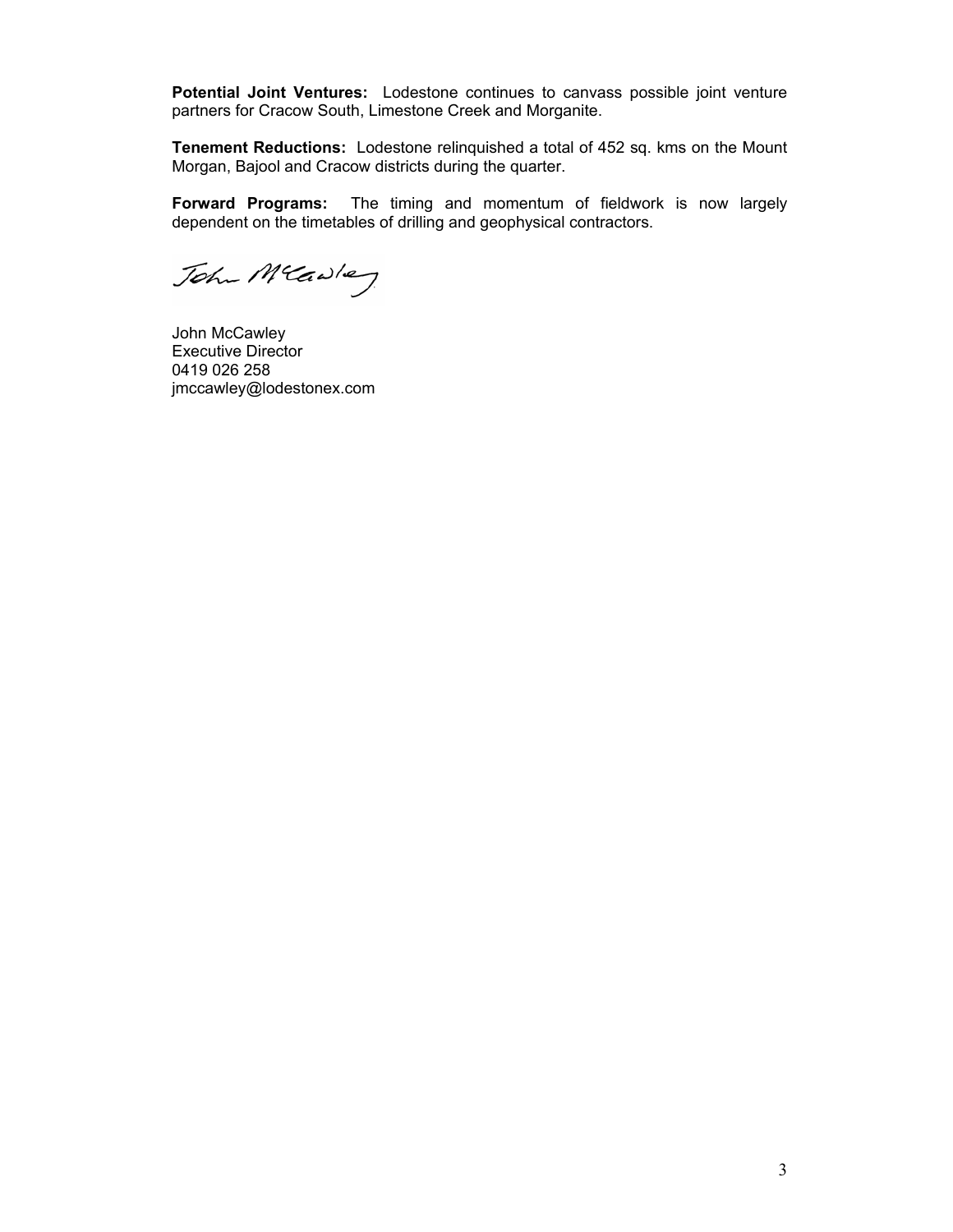**Potential Joint Ventures:** Lodestone continues to canvass possible joint venture partners for Cracow South, Limestone Creek and Morganite.

**Tenement Reductions:** Lodestone relinquished a total of 452 sq. kms on the Mount Morgan, Bajool and Cracow districts during the quarter.

**Forward Programs:** The timing and momentum of fieldwork is now largely dependent on the timetables of drilling and geophysical contractors.

John McCawley
Executive Director
0419 026 258
jmccawley@lodestonex.com